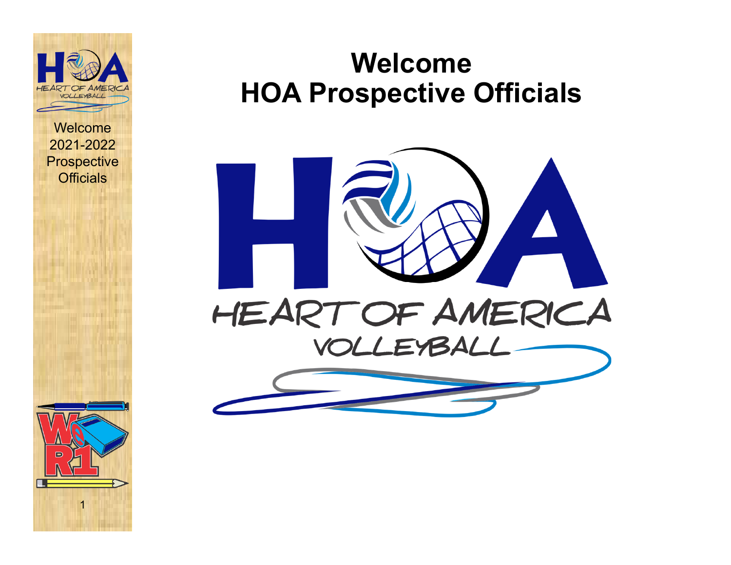Welcome
2021-2022
Prospective
Officials

# Welcome
# HOA Prospective Officials

HEART OF AMERICA
VOLLEYBALL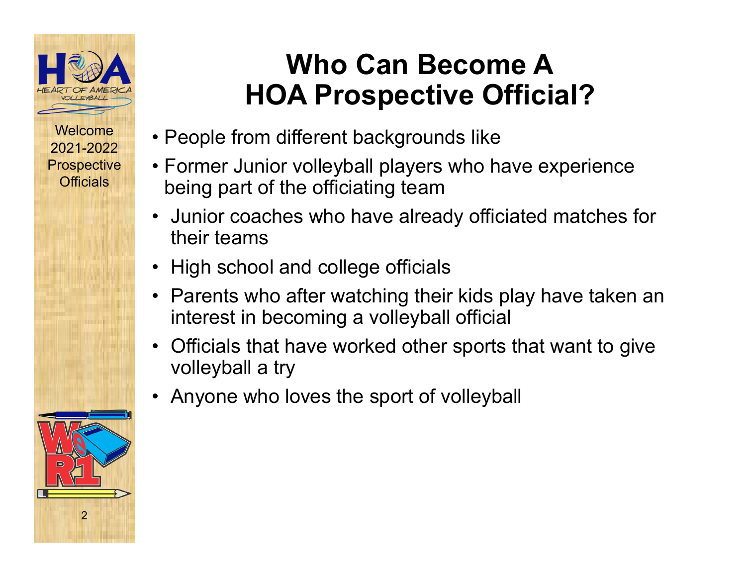Welcome 2021-2022 Prospective Officials

# Who Can Become A HOA Prospective Official?

- People from different backgrounds like
- Former Junior volleyball players who have experience being part of the officiating team
- Junior coaches who have already officiated matches for their teams
- High school and college officials
- Parents who after watching their kids play have taken an interest in becoming a volleyball official
- Officials that have worked other sports that want to give volleyball a try
- Anyone who loves the sport of volleyball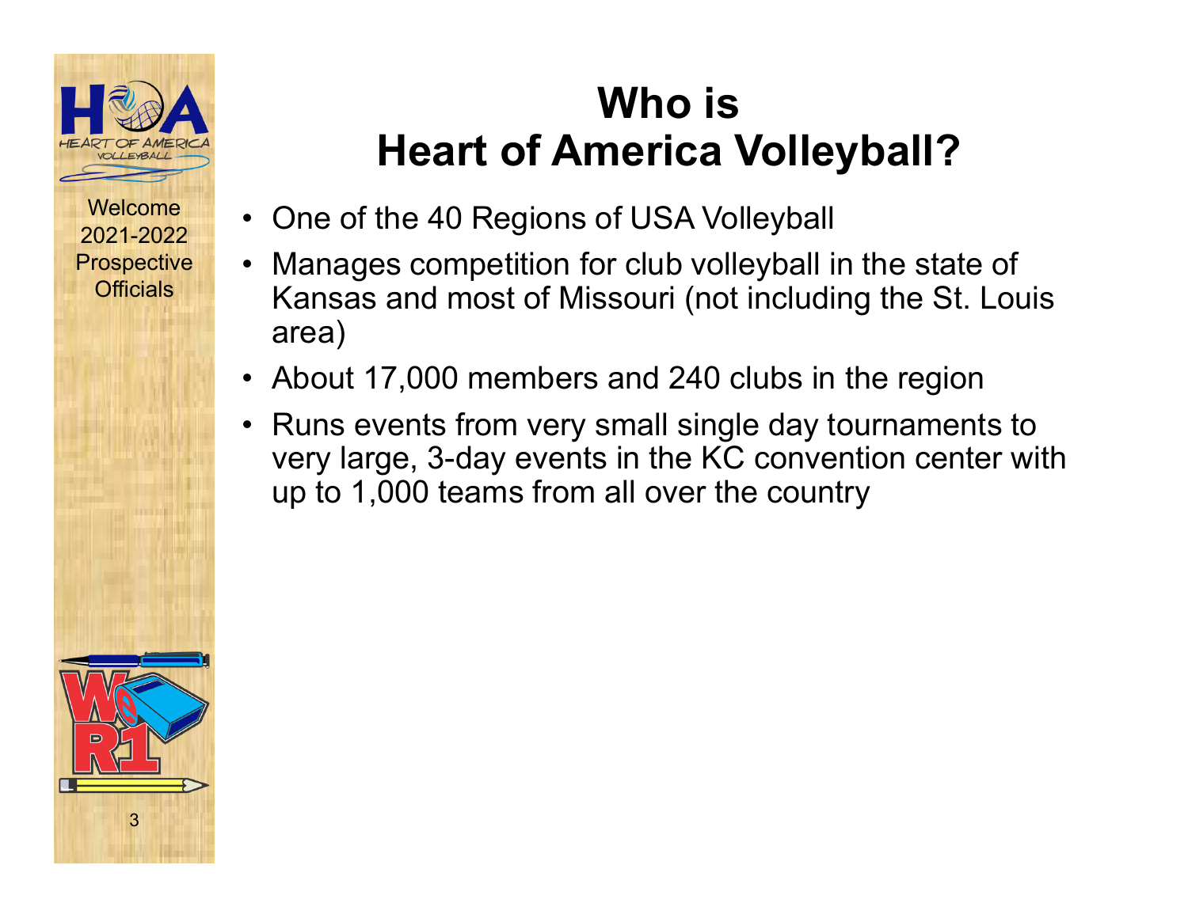Welcome
2021-2022
Prospective
Officials

# Who is Heart of America Volleyball?

- One of the 40 Regions of USA Volleyball
- Manages competition for club volleyball in the state of Kansas and most of Missouri (not including the St. Louis area)
- About 17,000 members and 240 clubs in the region
- Runs events from very small single day tournaments to very large, 3-day events in the KC convention center with up to 1,000 teams from all over the country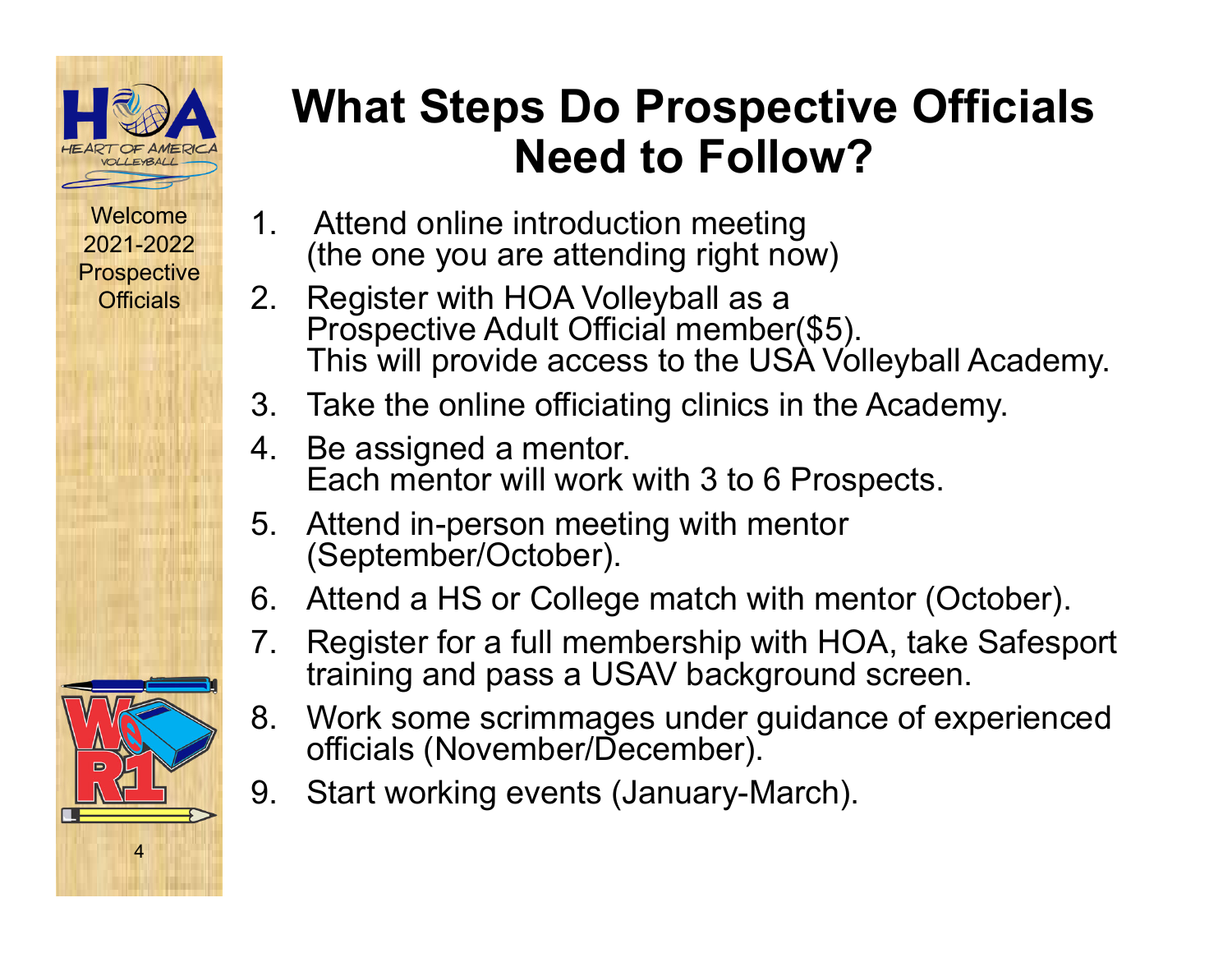# What Steps Do Prospective Officials Need to Follow?

Welcome 2021-2022 Prospective Officials

1. Attend online introduction meeting (the one you are attending right now)
2. Register with HOA Volleyball as a Prospective Adult Official member($5). This will provide access to the USA Volleyball Academy.
3. Take the online officiating clinics in the Academy.
4. Be assigned a mentor. Each mentor will work with 3 to 6 Prospects.
5. Attend in-person meeting with mentor (September/October).
6. Attend a HS or College match with mentor (October).
7. Register for a full membership with HOA, take Safesport training and pass a USAV background screen.
8. Work some scrimmages under guidance of experienced officials (November/December).
9. Start working events (January-March).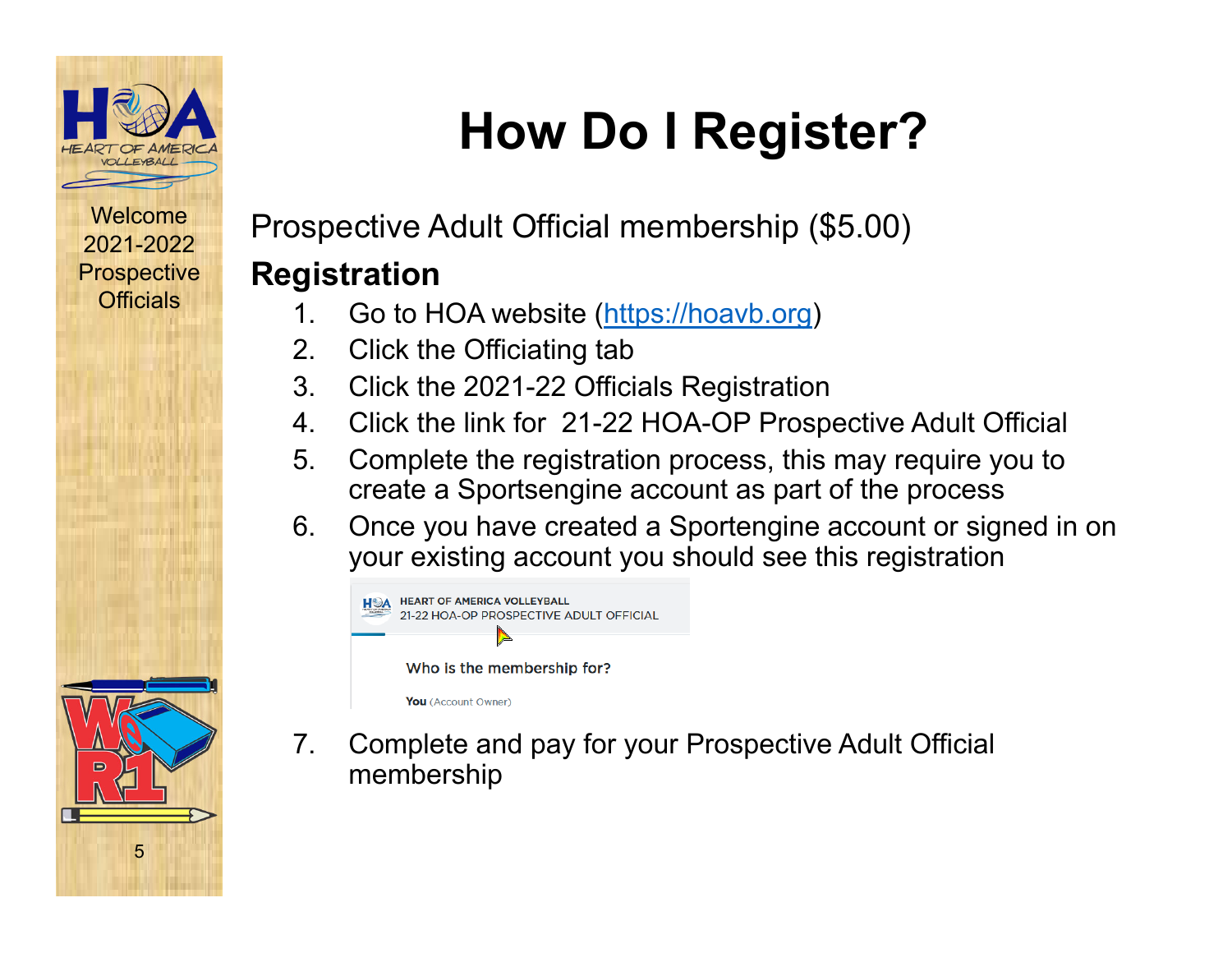# How Do I Register?

Welcome 2021-2022 Prospective Officials

Prospective Adult Official membership ($5.00)

## Registration

1. Go to HOA website ([https://hoavb.org](https://hoavb.org))
2. Click the Officiating tab
3. Click the 2021-22 Officials Registration
4. Click the link for 21-22 HOA-OP Prospective Adult Official
5. Complete the registration process, this may require you to create a Sportsengine account as part of the process
6. Once you have created a Sportengine account or signed in on your existing account you should see this registration

   HEART OF AMERICA VOLLEYBALL
   21-22 HOA-OP PROSPECTIVE ADULT OFFICIAL

   Who is the membership for?

   You (Account Owner)

7. Complete and pay for your Prospective Adult Official membership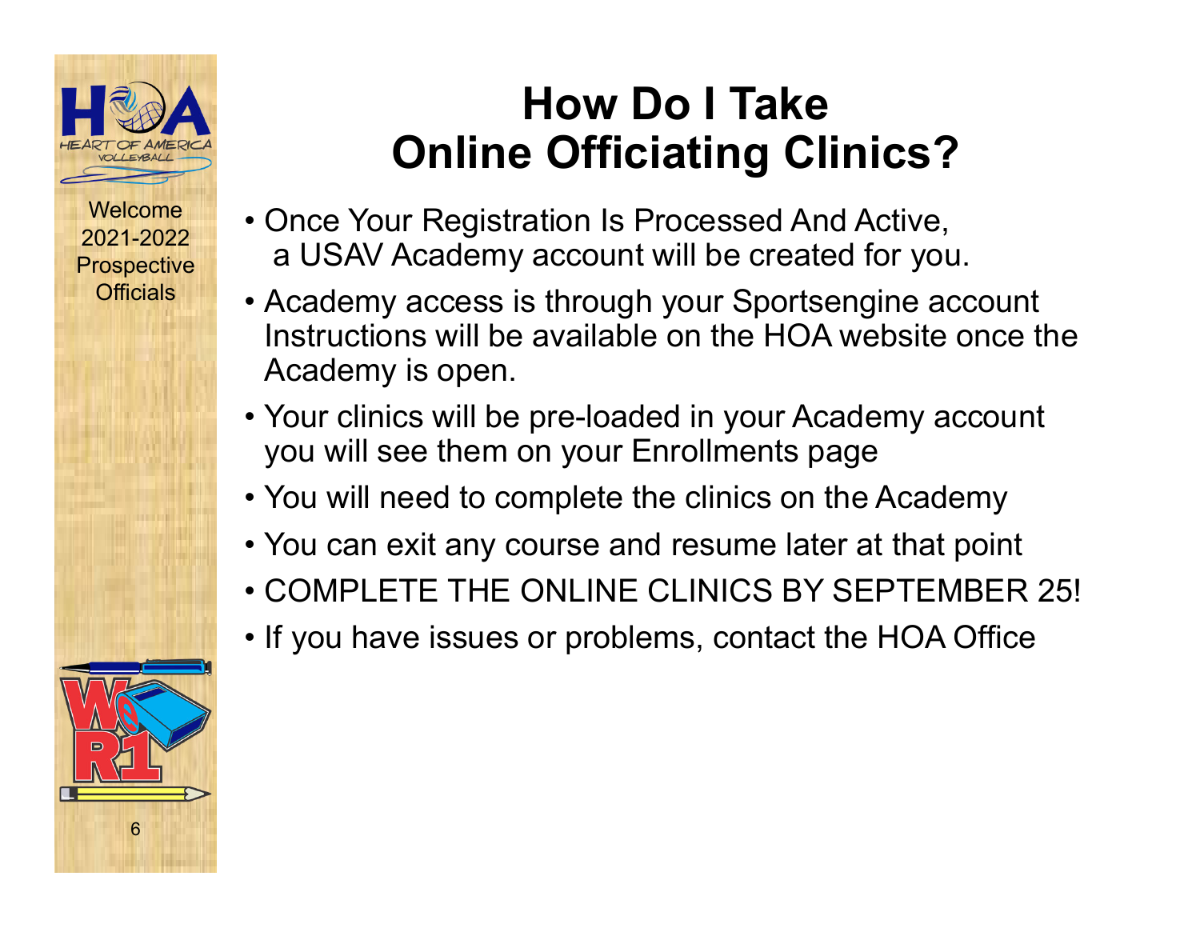Welcome 2021-2022 Prospective Officials

# How Do I Take Online Officiating Clinics?

- Once Your Registration Is Processed And Active, a USAV Academy account will be created for you.
- Academy access is through your Sportsengine account Instructions will be available on the HOA website once the Academy is open.
- Your clinics will be pre-loaded in your Academy account you will see them on your Enrollments page
- You will need to complete the clinics on the Academy
- You can exit any course and resume later at that point
- COMPLETE THE ONLINE CLINICS BY SEPTEMBER 25!
- If you have issues or problems, contact the HOA Office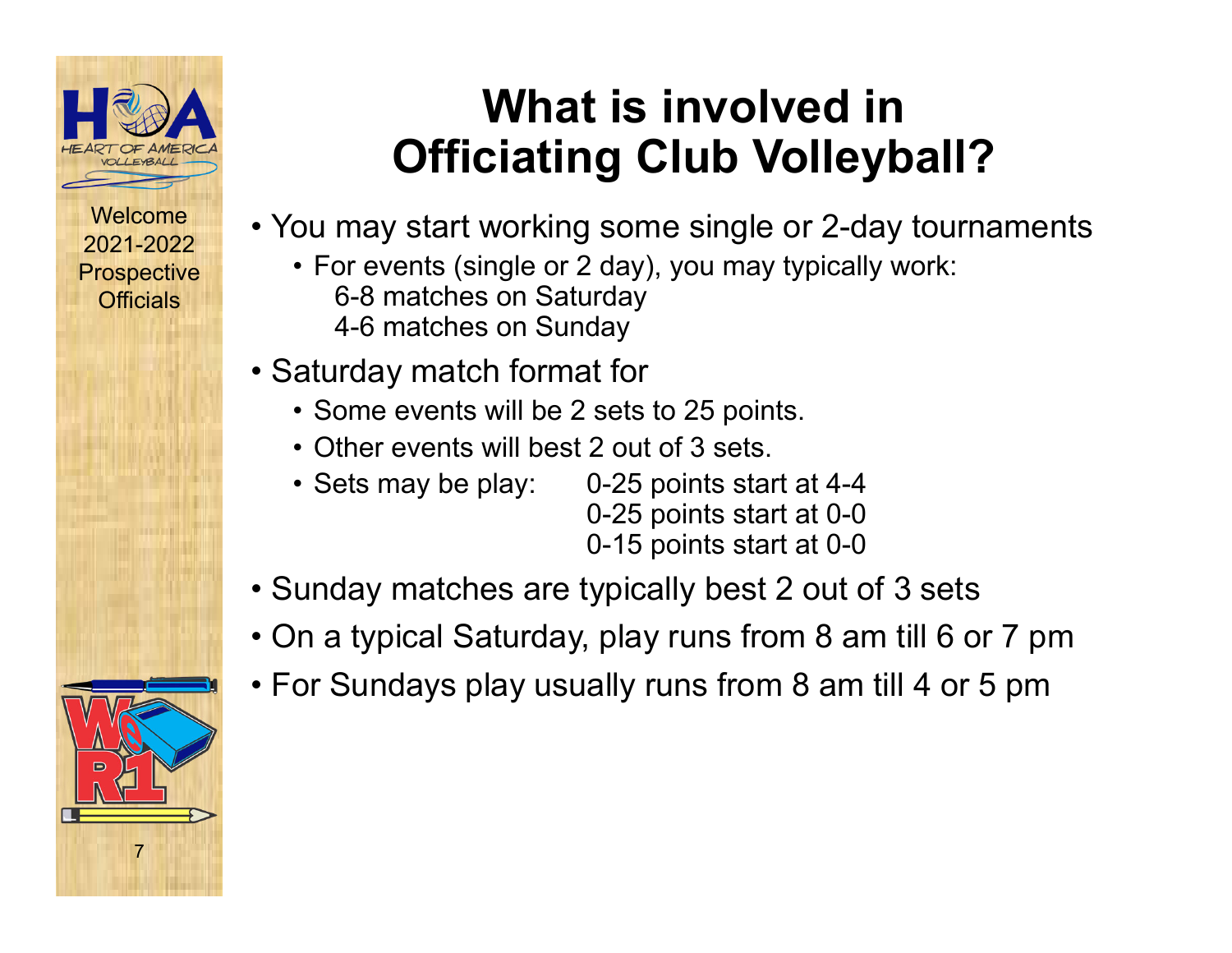# What is involved in Officiating Club Volleyball?

Welcome 2021-2022 Prospective Officials

- You may start working some single or 2-day tournaments
  - For events (single or 2 day), you may typically work:
    6-8 matches on Saturday
    4-6 matches on Sunday
- Saturday match format for
  - Some events will be 2 sets to 25 points.
  - Other events will best 2 out of 3 sets.
  - Sets may be play: 0-25 points start at 4-4
    0-25 points start at 0-0
    0-15 points start at 0-0
- Sunday matches are typically best 2 out of 3 sets
- On a typical Saturday, play runs from 8 am till 6 or 7 pm
- For Sundays play usually runs from 8 am till 4 or 5 pm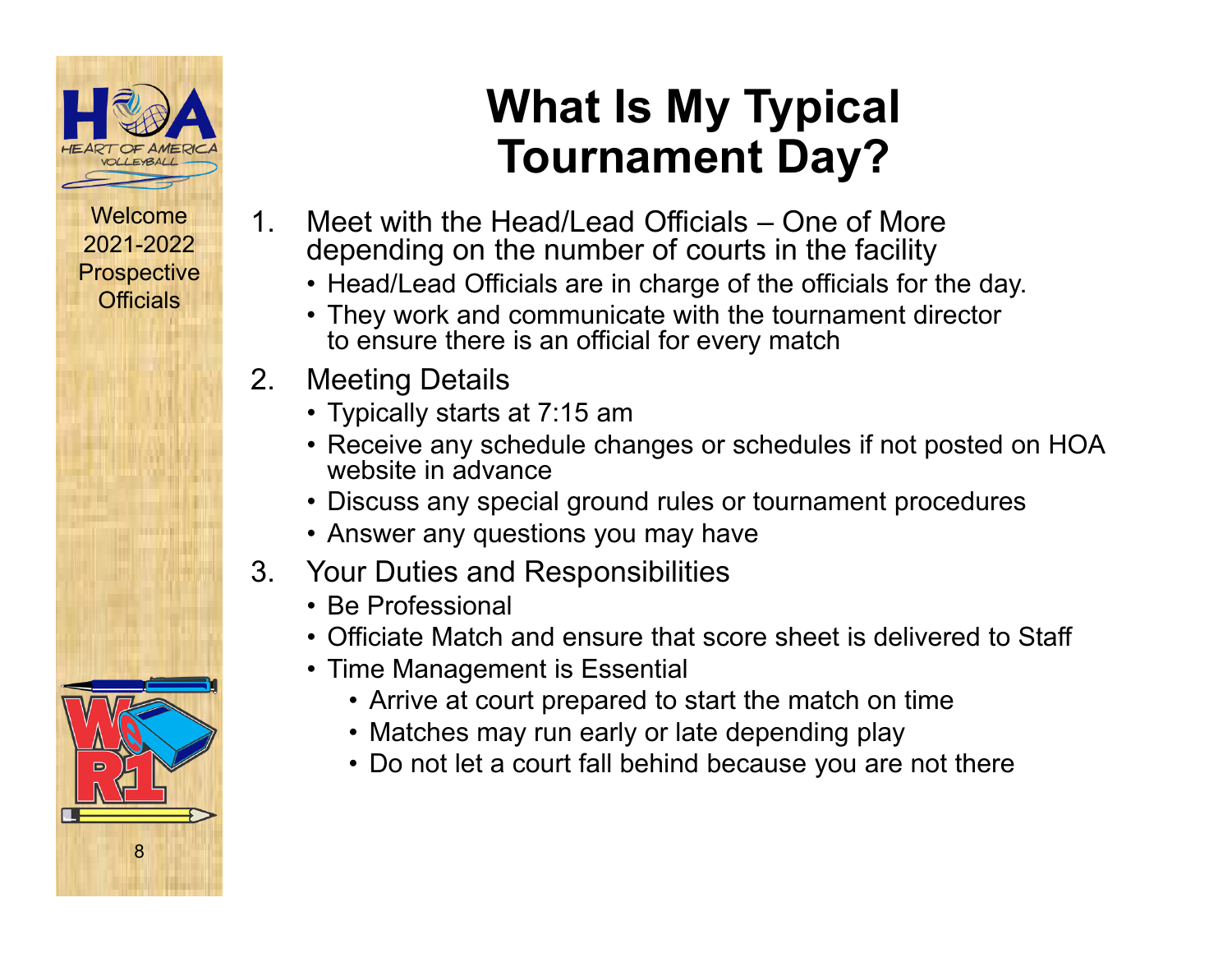Welcome 2021-2022 Prospective Officials

# What Is My Typical Tournament Day?

1. Meet with the Head/Lead Officials – One of More depending on the number of courts in the facility
   - Head/Lead Officials are in charge of the officials for the day.
   - They work and communicate with the tournament director to ensure there is an official for every match
2. Meeting Details
   - Typically starts at 7:15 am
   - Receive any schedule changes or schedules if not posted on HOA website in advance
   - Discuss any special ground rules or tournament procedures
   - Answer any questions you may have
3. Your Duties and Responsibilities
   - Be Professional
   - Officiate Match and ensure that score sheet is delivered to Staff
   - Time Management is Essential
     - Arrive at court prepared to start the match on time
     - Matches may run early or late depending play
     - Do not let a court fall behind because you are not there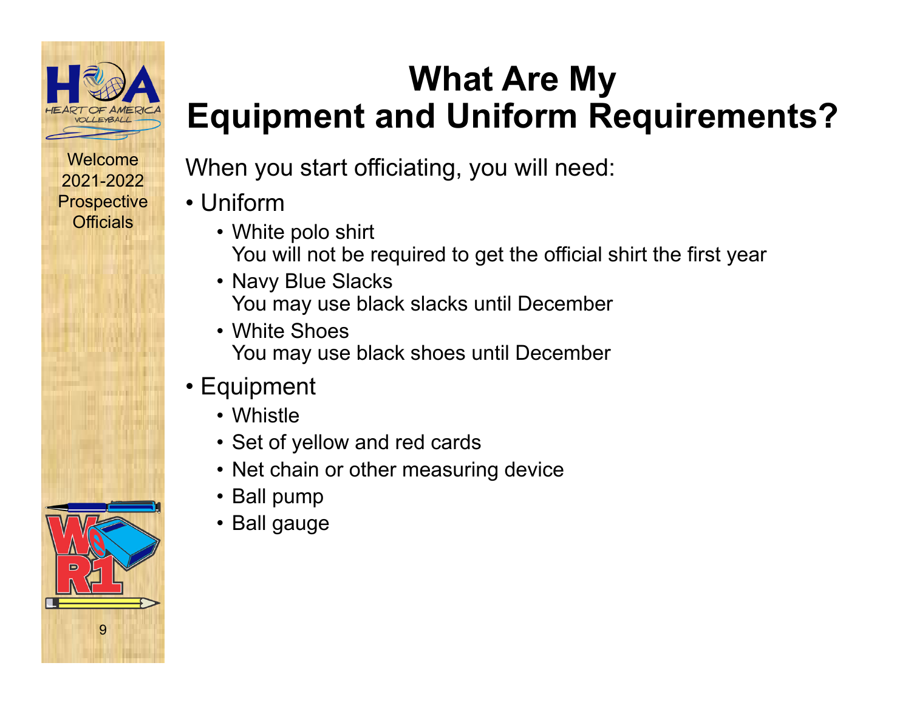Welcome 2021-2022 Prospective Officials

# What Are My Equipment and Uniform Requirements?

When you start officiating, you will need:

- Uniform
  - White polo shirt
    You will not be required to get the official shirt the first year
  - Navy Blue Slacks
    You may use black slacks until December
  - White Shoes
    You may use black shoes until December
- Equipment
  - Whistle
  - Set of yellow and red cards
  - Net chain or other measuring device
  - Ball pump
  - Ball gauge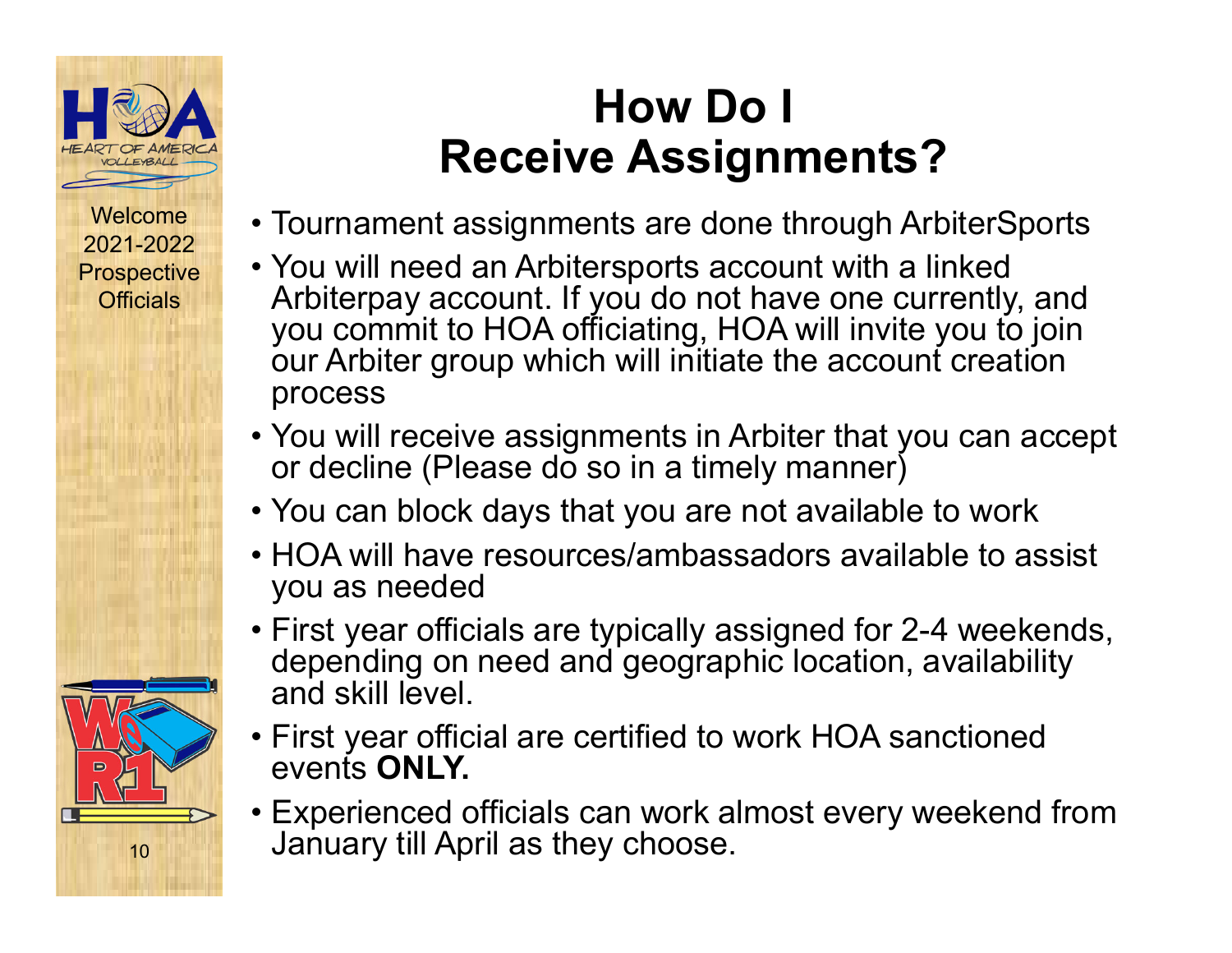Welcome 2021-2022 Prospective Officials

# How Do I Receive Assignments?

- Tournament assignments are done through ArbiterSports
- You will need an Arbitersports account with a linked Arbiterpay account. If you do not have one currently, and you commit to HOA officiating, HOA will invite you to join our Arbiter group which will initiate the account creation process
- You will receive assignments in Arbiter that you can accept or decline (Please do so in a timely manner)
- You can block days that you are not available to work
- HOA will have resources/ambassadors available to assist you as needed
- First year officials are typically assigned for 2-4 weekends, depending on need and geographic location, availability and skill level.
- First year official are certified to work HOA sanctioned events **ONLY.**
- Experienced officials can work almost every weekend from January till April as they choose.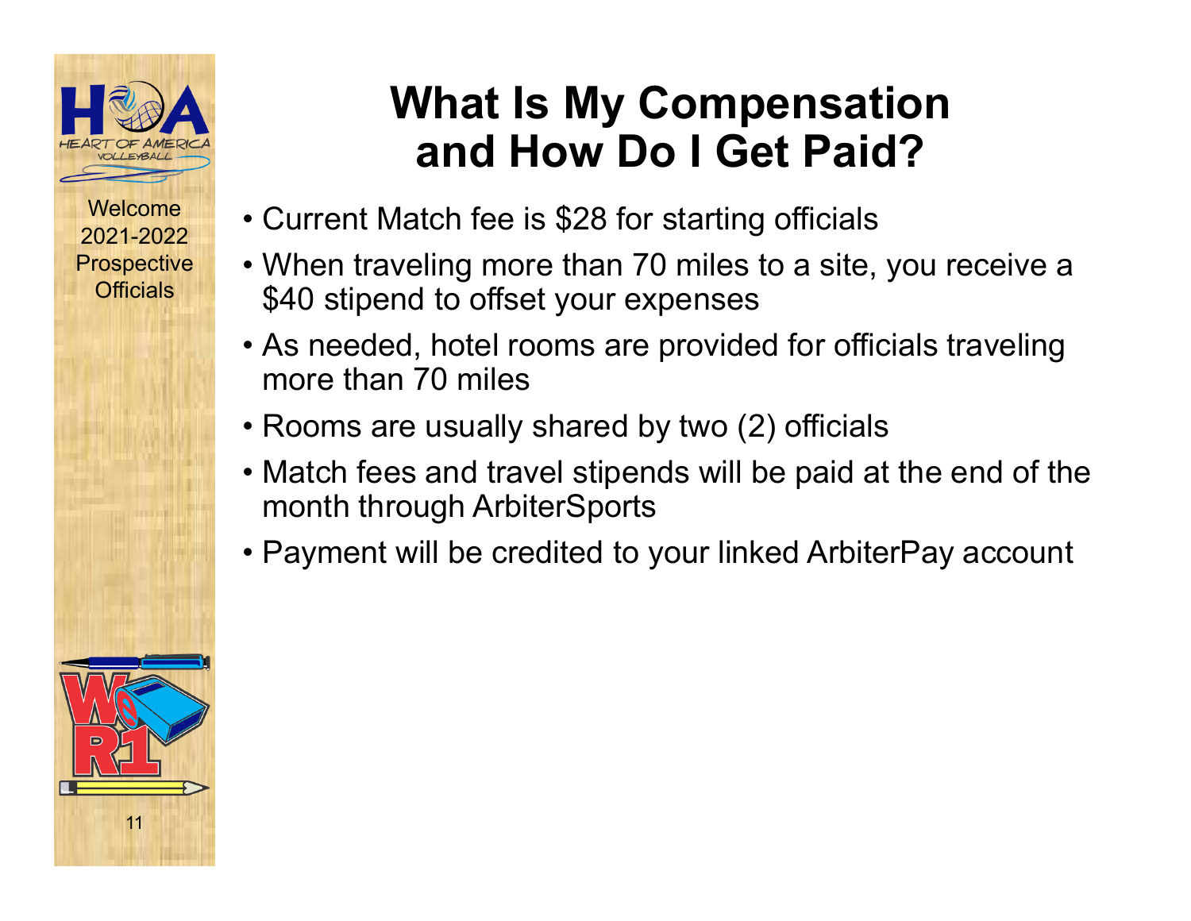Welcome 2021-2022 Prospective Officials

# What Is My Compensation and How Do I Get Paid?

- Current Match fee is $28 for starting officials
- When traveling more than 70 miles to a site, you receive a $40 stipend to offset your expenses
- As needed, hotel rooms are provided for officials traveling more than 70 miles
- Rooms are usually shared by two (2) officials
- Match fees and travel stipends will be paid at the end of the month through ArbiterSports
- Payment will be credited to your linked ArbiterPay account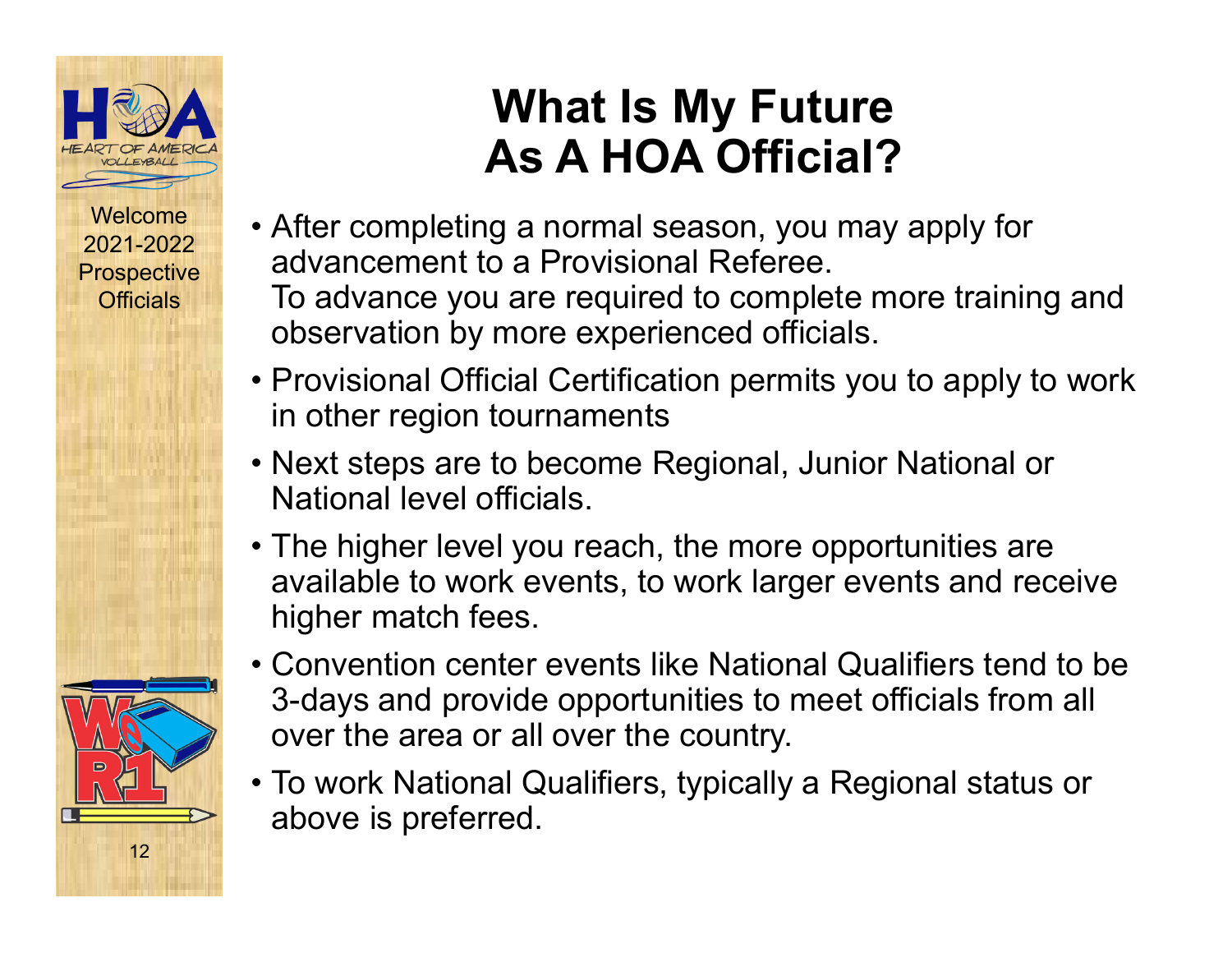Welcome 2021-2022 Prospective Officials

# What Is My Future As A HOA Official?

- After completing a normal season, you may apply for advancement to a Provisional Referee.
  To advance you are required to complete more training and observation by more experienced officials.
- Provisional Official Certification permits you to apply to work in other region tournaments
- Next steps are to become Regional, Junior National or National level officials.
- The higher level you reach, the more opportunities are available to work events, to work larger events and receive higher match fees.
- Convention center events like National Qualifiers tend to be 3-days and provide opportunities to meet officials from all over the area or all over the country.
- To work National Qualifiers, typically a Regional status or above is preferred.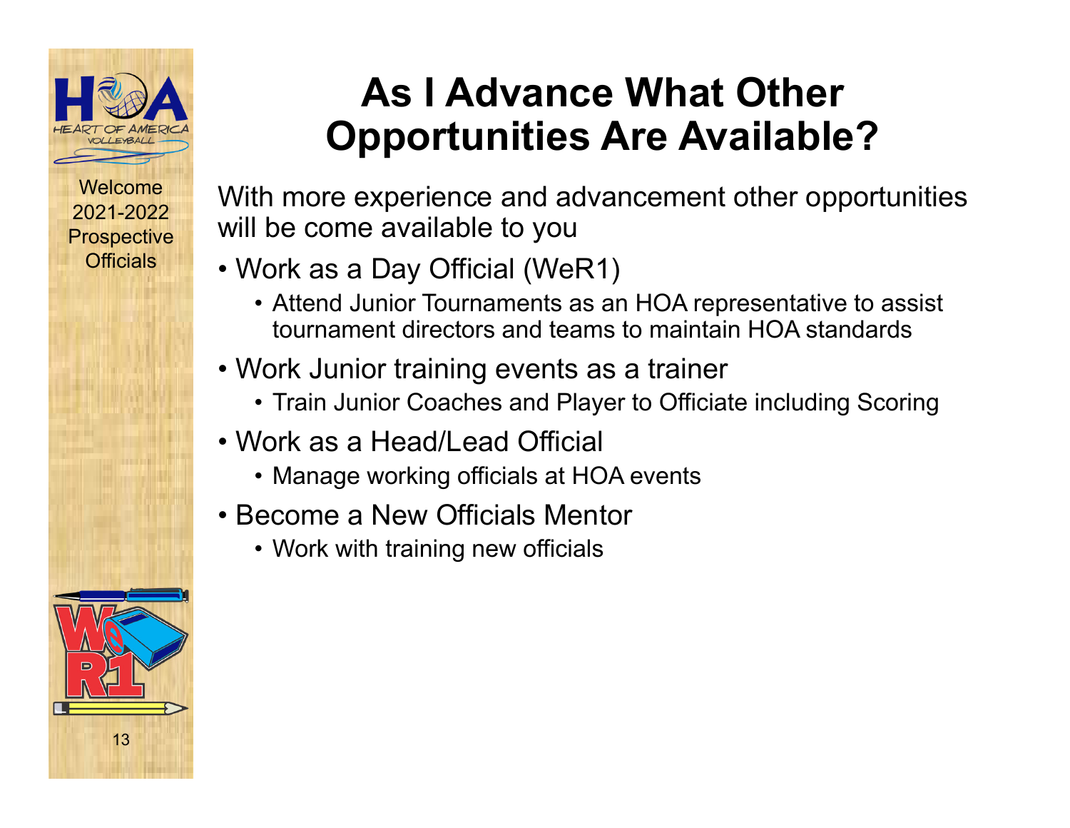# As I Advance What Other Opportunities Are Available?

With more experience and advancement other opportunities will be come available to you

- Work as a Day Official (WeR1)
  - Attend Junior Tournaments as an HOA representative to assist tournament directors and teams to maintain HOA standards
- Work Junior training events as a trainer
  - Train Junior Coaches and Player to Officiate including Scoring
- Work as a Head/Lead Official
  - Manage working officials at HOA events
- Become a New Officials Mentor
  - Work with training new officials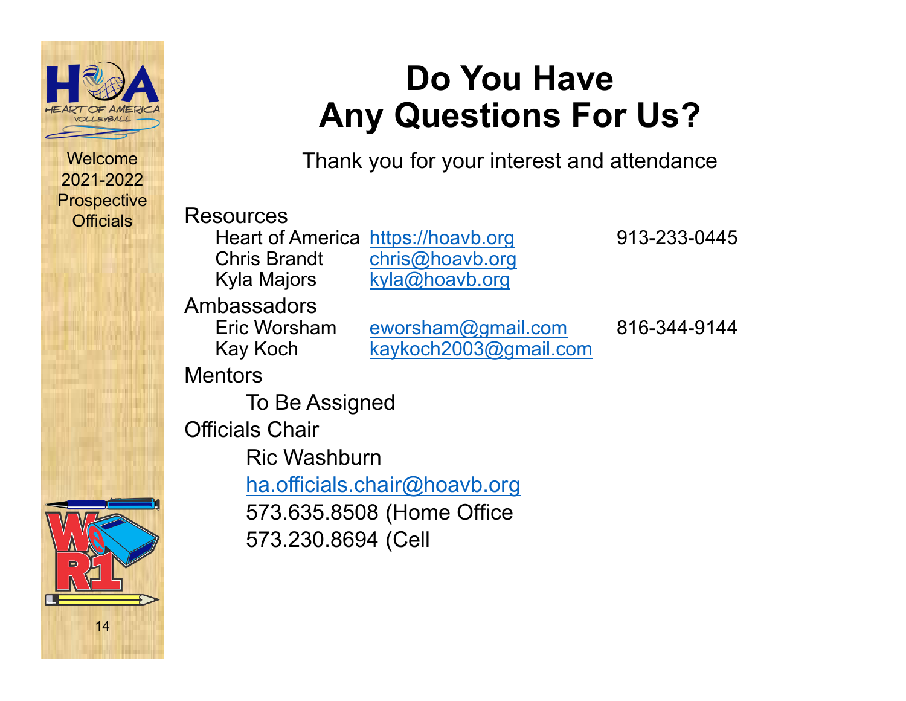Welcome 2021-2022 Prospective Officials

# Do You Have Any Questions For Us?

Thank you for your interest and attendance

Resources

| | | |
|---|---|---|
| Heart of America | https://hoavb.org | 913-233-0445 |
| Chris Brandt | chris@hoavb.org | |
| Kyla Majors | kyla@hoavb.org | |

Ambassadors

| | | |
|---|---|---|
| Eric Worsham | eworsham@gmail.com | 816-344-9144 |
| Kay Koch | kaykoch2003@gmail.com | |

Mentors

To Be Assigned

Officials Chair

Ric Washburn

ha.officials.chair@hoavb.org

573.635.8508 (Home Office

573.230.8694 (Cell